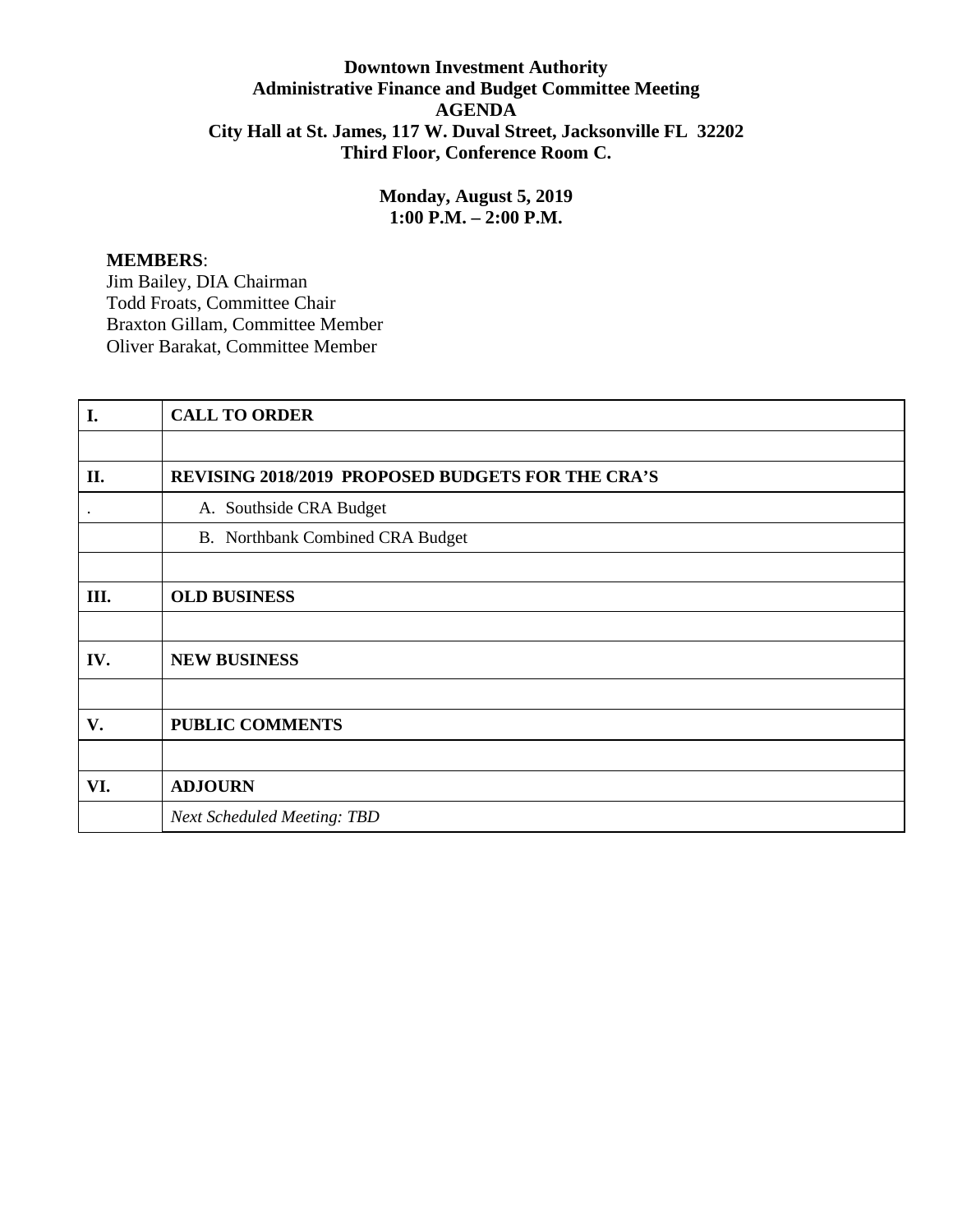**Downtown Investment Authority**
**Administrative Finance and Budget Committee Meeting**
**AGENDA**
**City Hall at St. James, 117 W. Duval Street, Jacksonville FL 32202**
**Third Floor, Conference Room C.**

**Monday, August 5, 2019**
**1:00 P.M. – 2:00 P.M.**

**MEMBERS**:
Jim Bailey, DIA Chairman
Todd Froats, Committee Chair
Braxton Gillam, Committee Member
Oliver Barakat, Committee Member

| **I.** | **CALL TO ORDER** |
|---|---|
| | |
| **II.** | **REVISING 2018/2019 PROPOSED BUDGETS FOR THE CRA'S** |
| . | A. Southside CRA Budget |
| | B. Northbank Combined CRA Budget |
| | |
| **III.** | **OLD BUSINESS** |
| | |
| **IV.** | **NEW BUSINESS** |
| | |
| **V.** | **PUBLIC COMMENTS** |
| | |
| **VI.** | **ADJOURN** |
| | *Next Scheduled Meeting: TBD* |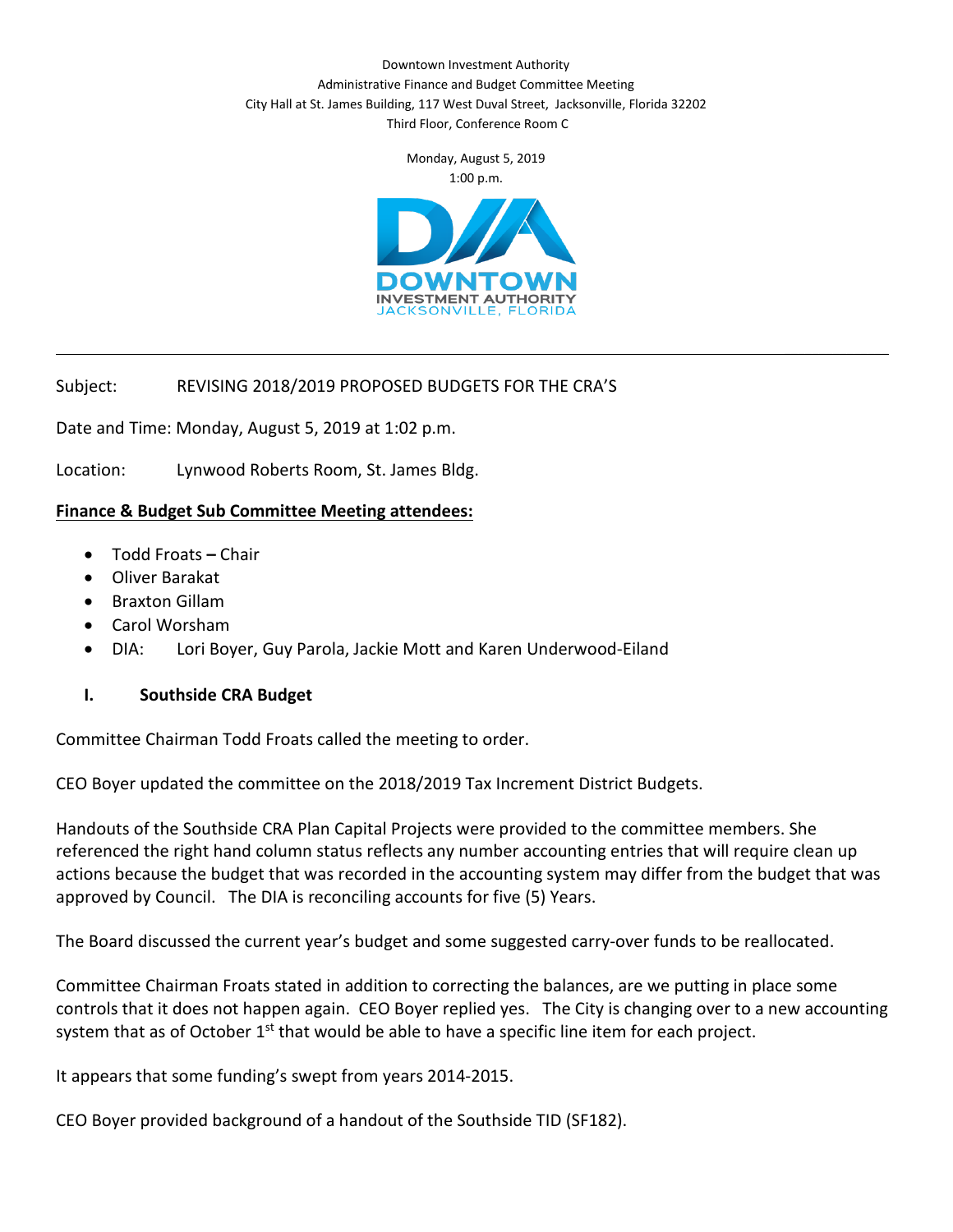Downtown Investment Authority
Administrative Finance and Budget Committee Meeting
City Hall at St. James Building, 117 West Duval Street, Jacksonville, Florida 32202
Third Floor, Conference Room C

Monday, August 5, 2019
1:00 p.m.

DOWNTOWN INVESTMENT AUTHORITY JACKSONVILLE, FLORIDA

---

Subject: REVISING 2018/2019 PROPOSED BUDGETS FOR THE CRA'S

Date and Time: Monday, August 5, 2019 at 1:02 p.m.

Location: Lynwood Roberts Room, St. James Bldg.

**Finance & Budget Sub Committee Meeting attendees:**

- Todd Froats **–** Chair
- Oliver Barakat
- Braxton Gillam
- Carol Worsham
- DIA: Lori Boyer, Guy Parola, Jackie Mott and Karen Underwood-Eiland

## I. Southside CRA Budget

Committee Chairman Todd Froats called the meeting to order.

CEO Boyer updated the committee on the 2018/2019 Tax Increment District Budgets.

Handouts of the Southside CRA Plan Capital Projects were provided to the committee members. She referenced the right hand column status reflects any number accounting entries that will require clean up actions because the budget that was recorded in the accounting system may differ from the budget that was approved by Council. The DIA is reconciling accounts for five (5) Years.

The Board discussed the current year's budget and some suggested carry-over funds to be reallocated.

Committee Chairman Froats stated in addition to correcting the balances, are we putting in place some controls that it does not happen again. CEO Boyer replied yes. The City is changing over to a new accounting system that as of October 1st that would be able to have a specific line item for each project.

It appears that some funding's swept from years 2014-2015.

CEO Boyer provided background of a handout of the Southside TID (SF182).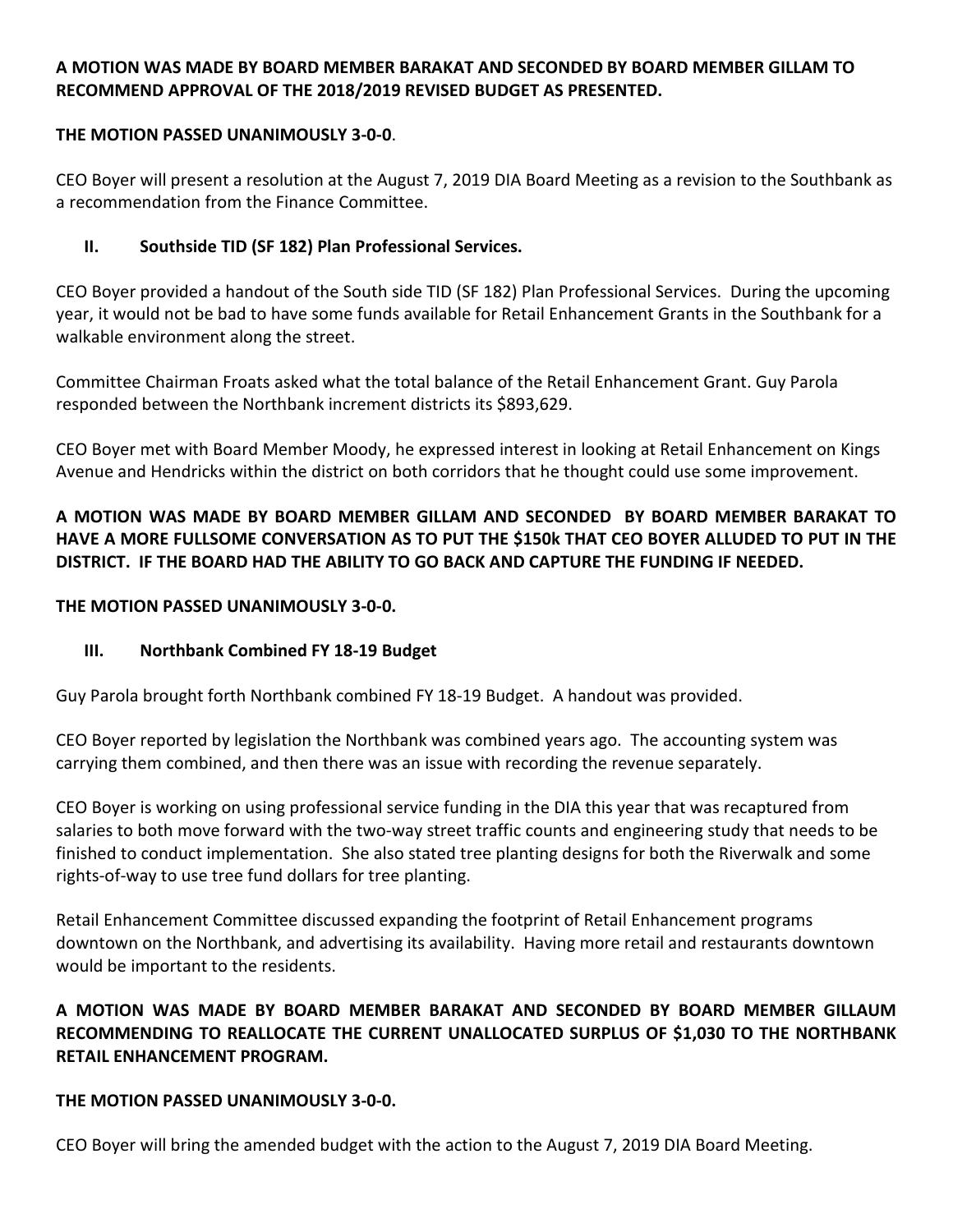**A MOTION WAS MADE BY BOARD MEMBER BARAKAT AND SECONDED BY BOARD MEMBER GILLAM TO RECOMMEND APPROVAL OF THE 2018/2019 REVISED BUDGET AS PRESENTED.**

**THE MOTION PASSED UNANIMOUSLY 3-0-0**.

CEO Boyer will present a resolution at the August 7, 2019 DIA Board Meeting as a revision to the Southbank as a recommendation from the Finance Committee.

### II. Southside TID (SF 182) Plan Professional Services.

CEO Boyer provided a handout of the South side TID (SF 182) Plan Professional Services. During the upcoming year, it would not be bad to have some funds available for Retail Enhancement Grants in the Southbank for a walkable environment along the street.

Committee Chairman Froats asked what the total balance of the Retail Enhancement Grant. Guy Parola responded between the Northbank increment districts its $893,629.

CEO Boyer met with Board Member Moody, he expressed interest in looking at Retail Enhancement on Kings Avenue and Hendricks within the district on both corridors that he thought could use some improvement.

**A MOTION WAS MADE BY BOARD MEMBER GILLAM AND SECONDED BY BOARD MEMBER BARAKAT TO HAVE A MORE FULLSOME CONVERSATION AS TO PUT THE $150k THAT CEO BOYER ALLUDED TO PUT IN THE DISTRICT. IF THE BOARD HAD THE ABILITY TO GO BACK AND CAPTURE THE FUNDING IF NEEDED.**

**THE MOTION PASSED UNANIMOUSLY 3-0-0.**

### III. Northbank Combined FY 18-19 Budget

Guy Parola brought forth Northbank combined FY 18-19 Budget. A handout was provided.

CEO Boyer reported by legislation the Northbank was combined years ago. The accounting system was carrying them combined, and then there was an issue with recording the revenue separately.

CEO Boyer is working on using professional service funding in the DIA this year that was recaptured from salaries to both move forward with the two-way street traffic counts and engineering study that needs to be finished to conduct implementation. She also stated tree planting designs for both the Riverwalk and some rights-of-way to use tree fund dollars for tree planting.

Retail Enhancement Committee discussed expanding the footprint of Retail Enhancement programs downtown on the Northbank, and advertising its availability. Having more retail and restaurants downtown would be important to the residents.

**A MOTION WAS MADE BY BOARD MEMBER BARAKAT AND SECONDED BY BOARD MEMBER GILLAUM RECOMMENDING TO REALLOCATE THE CURRENT UNALLOCATED SURPLUS OF $1,030 TO THE NORTHBANK RETAIL ENHANCEMENT PROGRAM.**

**THE MOTION PASSED UNANIMOUSLY 3-0-0.**

CEO Boyer will bring the amended budget with the action to the August 7, 2019 DIA Board Meeting.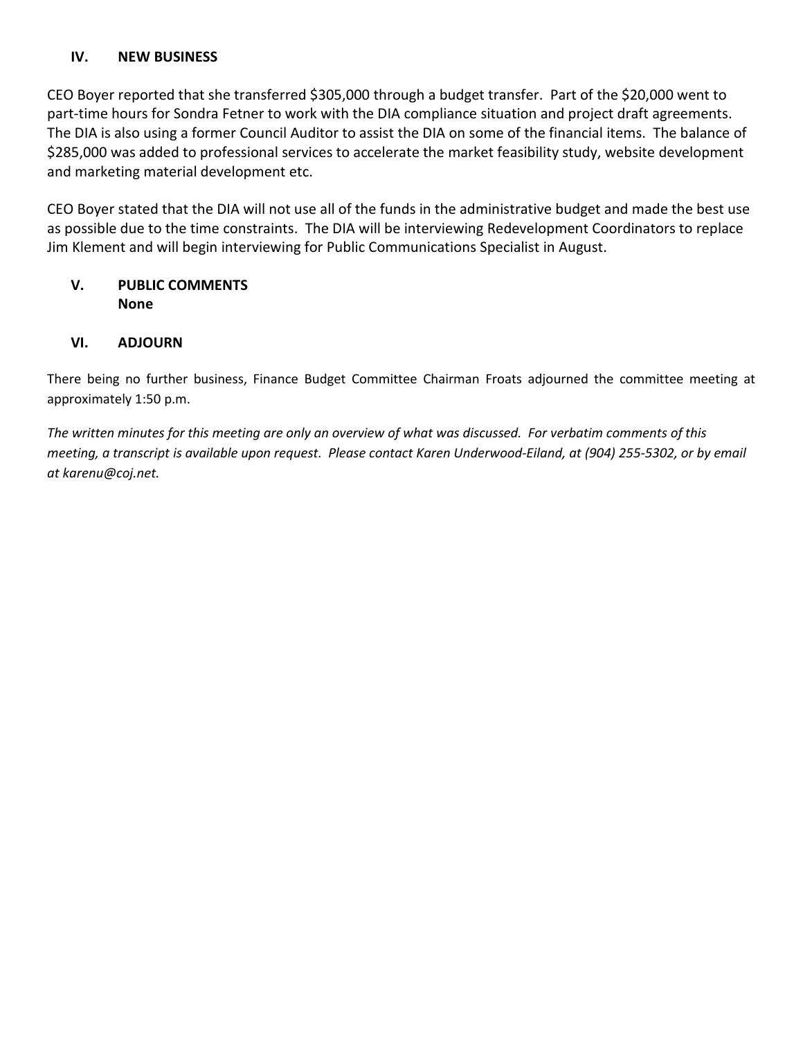## IV. NEW BUSINESS

CEO Boyer reported that she transferred $305,000 through a budget transfer. Part of the $20,000 went to part-time hours for Sondra Fetner to work with the DIA compliance situation and project draft agreements. The DIA is also using a former Council Auditor to assist the DIA on some of the financial items. The balance of $285,000 was added to professional services to accelerate the market feasibility study, website development and marketing material development etc.

CEO Boyer stated that the DIA will not use all of the funds in the administrative budget and made the best use as possible due to the time constraints. The DIA will be interviewing Redevelopment Coordinators to replace Jim Klement and will begin interviewing for Public Communications Specialist in August.

## V. PUBLIC COMMENTS

**None**

## VI. ADJOURN

There being no further business, Finance Budget Committee Chairman Froats adjourned the committee meeting at approximately 1:50 p.m.

*The written minutes for this meeting are only an overview of what was discussed. For verbatim comments of this meeting, a transcript is available upon request. Please contact Karen Underwood-Eiland, at (904) 255-5302, or by email at karenu@coj.net.*